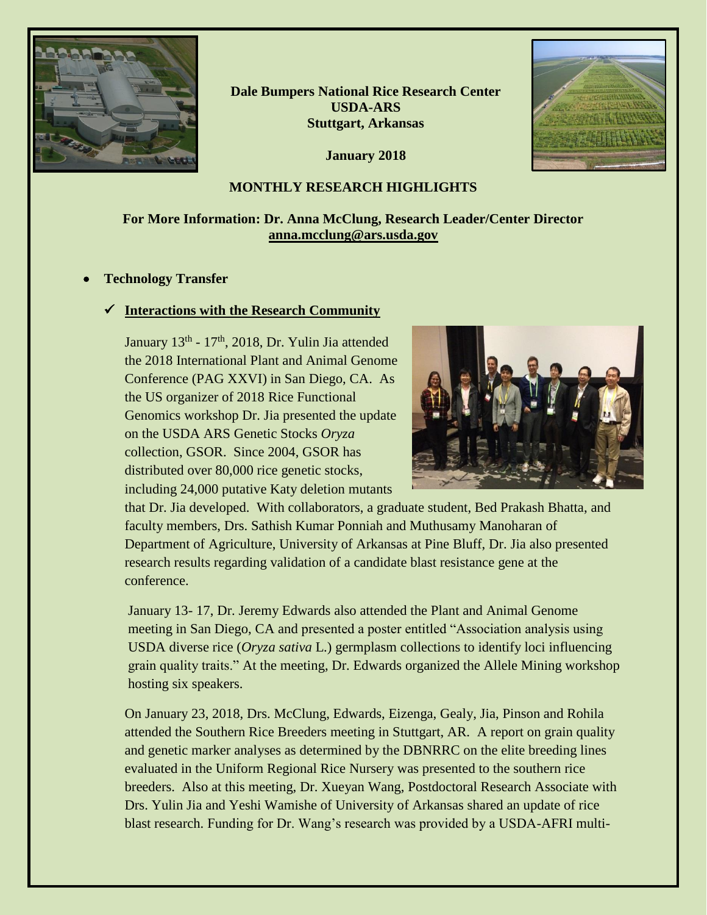**Dale Bumpers National Rice Research Center**
**USDA-ARS**
**Stuttgart, Arkansas**

**January 2018**

## MONTHLY RESEARCH HIGHLIGHTS

**For More Information: Dr. Anna McClung, Research Leader/Center Director**
**anna.mcclung@ars.usda.gov**

- **Technology Transfer**

✓ **Interactions with the Research Community**

January 13th - 17th, 2018, Dr. Yulin Jia attended the 2018 International Plant and Animal Genome Conference (PAG XXVI) in San Diego, CA. As the US organizer of 2018 Rice Functional Genomics workshop Dr. Jia presented the update on the USDA ARS Genetic Stocks *Oryza* collection, GSOR. Since 2004, GSOR has distributed over 80,000 rice genetic stocks, including 24,000 putative Katy deletion mutants that Dr. Jia developed. With collaborators, a graduate student, Bed Prakash Bhatta, and faculty members, Drs. Sathish Kumar Ponniah and Muthusamy Manoharan of Department of Agriculture, University of Arkansas at Pine Bluff, Dr. Jia also presented research results regarding validation of a candidate blast resistance gene at the conference.

January 13- 17, Dr. Jeremy Edwards also attended the Plant and Animal Genome meeting in San Diego, CA and presented a poster entitled "Association analysis using USDA diverse rice (*Oryza sativa* L.) germplasm collections to identify loci influencing grain quality traits." At the meeting, Dr. Edwards organized the Allele Mining workshop hosting six speakers.

On January 23, 2018, Drs. McClung, Edwards, Eizenga, Gealy, Jia, Pinson and Rohila attended the Southern Rice Breeders meeting in Stuttgart, AR. A report on grain quality and genetic marker analyses as determined by the DBNRRC on the elite breeding lines evaluated in the Uniform Regional Rice Nursery was presented to the southern rice breeders. Also at this meeting, Dr. Xueyan Wang, Postdoctoral Research Associate with Drs. Yulin Jia and Yeshi Wamishe of University of Arkansas shared an update of rice blast research. Funding for Dr. Wang's research was provided by a USDA-AFRI multi-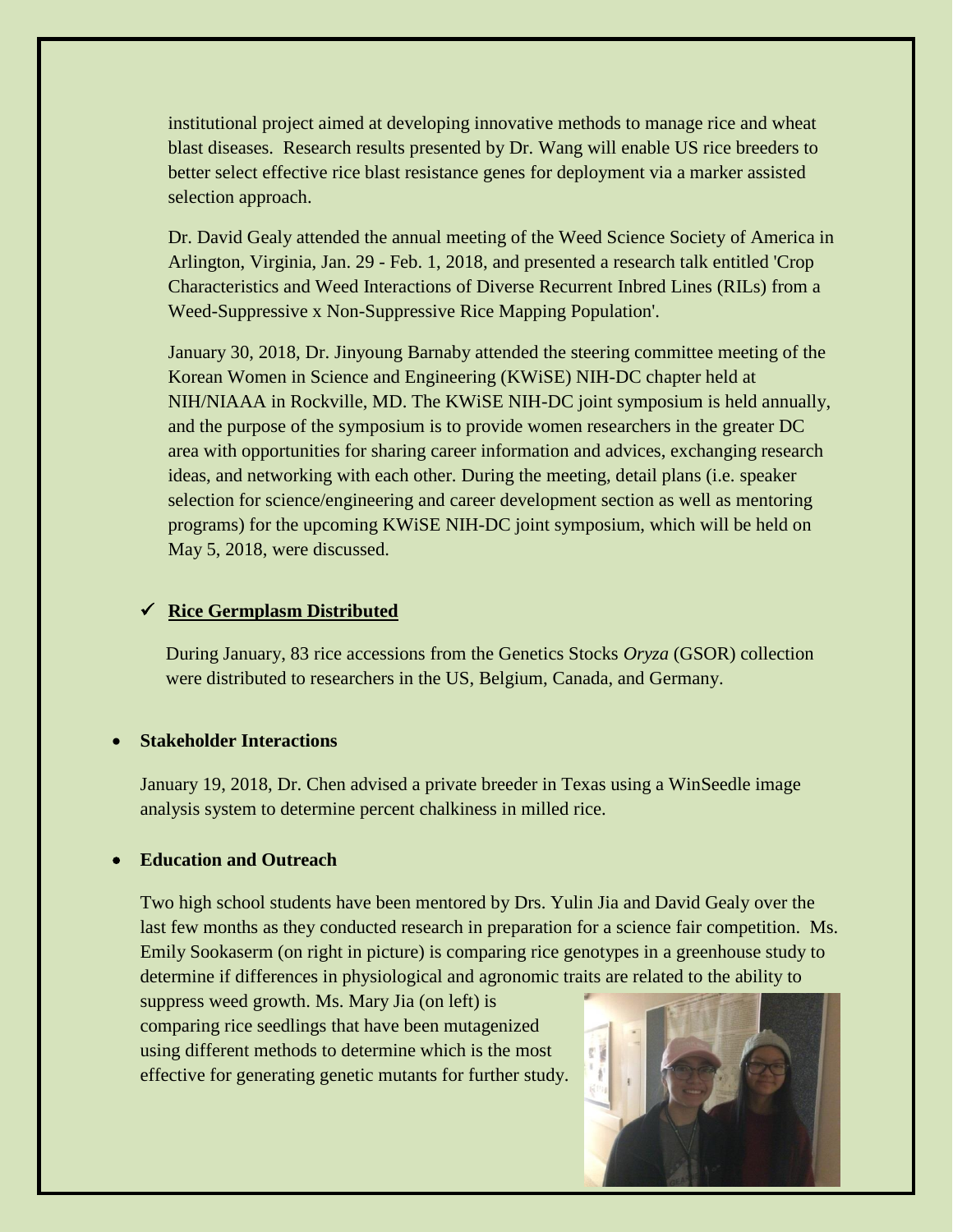institutional project aimed at developing innovative methods to manage rice and wheat blast diseases. Research results presented by Dr. Wang will enable US rice breeders to better select effective rice blast resistance genes for deployment via a marker assisted selection approach.

Dr. David Gealy attended the annual meeting of the Weed Science Society of America in Arlington, Virginia, Jan. 29 - Feb. 1, 2018, and presented a research talk entitled 'Crop Characteristics and Weed Interactions of Diverse Recurrent Inbred Lines (RILs) from a Weed-Suppressive x Non-Suppressive Rice Mapping Population'.

January 30, 2018, Dr. Jinyoung Barnaby attended the steering committee meeting of the Korean Women in Science and Engineering (KWiSE) NIH-DC chapter held at NIH/NIAAA in Rockville, MD. The KWiSE NIH-DC joint symposium is held annually, and the purpose of the symposium is to provide women researchers in the greater DC area with opportunities for sharing career information and advices, exchanging research ideas, and networking with each other. During the meeting, detail plans (i.e. speaker selection for science/engineering and career development section as well as mentoring programs) for the upcoming KWiSE NIH-DC joint symposium, which will be held on May 5, 2018, were discussed.

- ✓ **Rice Germplasm Distributed**

During January, 83 rice accessions from the Genetics Stocks *Oryza* (GSOR) collection were distributed to researchers in the US, Belgium, Canada, and Germany.

- **Stakeholder Interactions**

January 19, 2018, Dr. Chen advised a private breeder in Texas using a WinSeedle image analysis system to determine percent chalkiness in milled rice.

- **Education and Outreach**

Two high school students have been mentored by Drs. Yulin Jia and David Gealy over the last few months as they conducted research in preparation for a science fair competition. Ms. Emily Sookaserm (on right in picture) is comparing rice genotypes in a greenhouse study to determine if differences in physiological and agronomic traits are related to the ability to suppress weed growth. Ms. Mary Jia (on left) is comparing rice seedlings that have been mutagenized using different methods to determine which is the most effective for generating genetic mutants for further study.